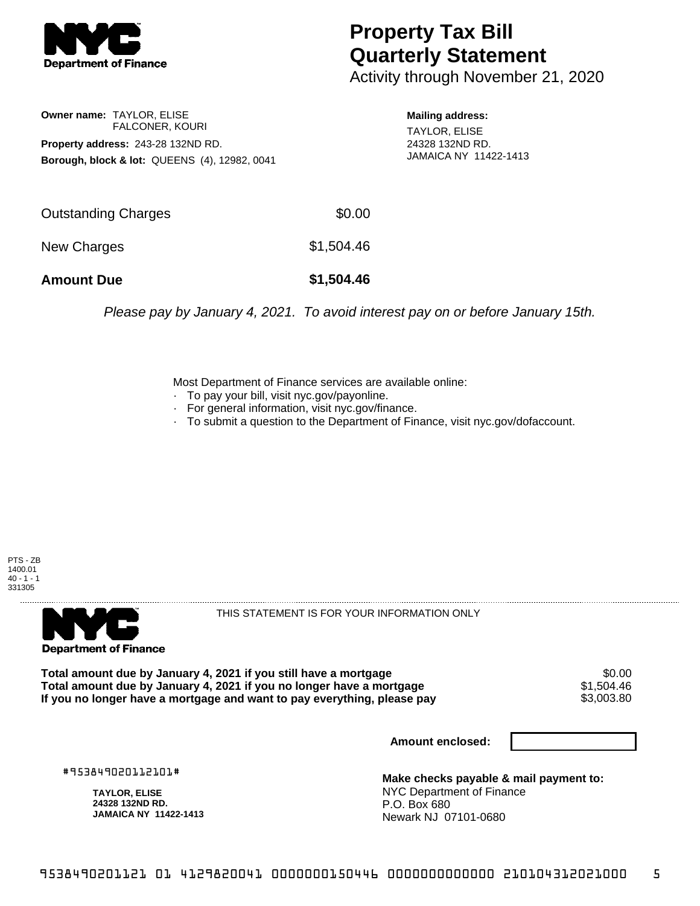# Property Tax Bill Quarterly Statement

Activity through November 21, 2020

**Owner name:** TAYLOR, ELISE
FALCONER, KOURI

**Property address:** 243-28 132ND RD.

**Borough, block & lot:** QUEENS (4), 12982, 0041

**Mailing address:**
TAYLOR, ELISE
24328 132ND RD.
JAMAICA NY 11422-1413

| | |
|---|---|
| Outstanding Charges | $0.00 |
| New Charges | $1,504.46 |
| **Amount Due** | **$1,504.46** |

*Please pay by January 4, 2021. To avoid interest pay on or before January 15th.*

Most Department of Finance services are available online:

- To pay your bill, visit nyc.gov/payonline.
- For general information, visit nyc.gov/finance.
- To submit a question to the Department of Finance, visit nyc.gov/dofaccount.

PTS - ZB
1400.01
40 - 1 - 1
331305

THIS STATEMENT IS FOR YOUR INFORMATION ONLY

| | |
|---|---|
| **Total amount due by January 4, 2021 if you still have a mortgage** | $0.00 |
| **Total amount due by January 4, 2021 if you no longer have a mortgage** | $1,504.46 |
| **If you no longer have a mortgage and want to pay everything, please pay** | $3,003.80 |

**Amount enclosed:**

#953849020112101#

**TAYLOR, ELISE**
**24328 132ND RD.**
**JAMAICA NY 11422-1413**

**Make checks payable & mail payment to:**
NYC Department of Finance
P.O. Box 680
Newark NJ 07101-0680

9538490201121 01 4129820041 0000000150446 0000000000000 210104312021000 5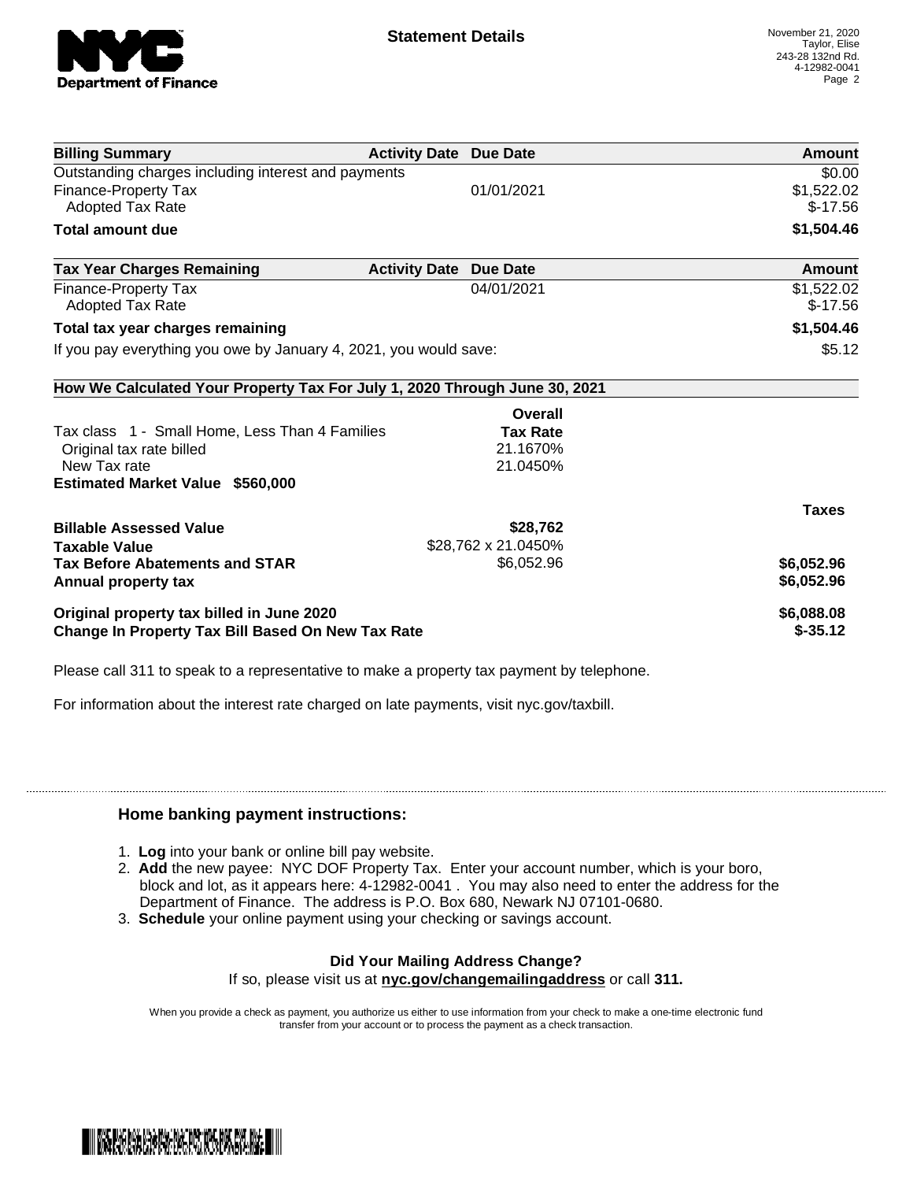# Statement Details

November 21, 2020
Taylor, Elise
243-28 132nd Rd.
4-12982-0041

| Billing Summary | Activity Date | Due Date | Amount |
|---|---|---|---|
| Outstanding charges including interest and payments | | | $0.00 |
| Finance-Property Tax | | 01/01/2021 | $1,522.02 |
| Adopted Tax Rate | | | $-17.56 |
| **Total amount due** | | | **$1,504.46** |

| Tax Year Charges Remaining | Activity Date | Due Date | Amount |
|---|---|---|---|
| Finance-Property Tax | | 04/01/2021 | $1,522.02 |
| Adopted Tax Rate | | | $-17.56 |
| **Total tax year charges remaining** | | | **$1,504.46** |
| If you pay everything you owe by January 4, 2021, you would save: | | | $5.12 |

**How We Calculated Your Property Tax For July 1, 2020 Through June 30, 2021**

| | Overall Tax Rate | Taxes |
|---|---|---|
| Tax class 1 - Small Home, Less Than 4 Families | | |
| Original tax rate billed | 21.1670% | |
| New Tax rate | 21.0450% | |
| **Estimated Market Value $560,000** | | |
| **Billable Assessed Value** | **$28,762** | |
| **Taxable Value** | $28,762 x 21.0450% | |
| **Tax Before Abatements and STAR** | $6,052.96 | **$6,052.96** |
| **Annual property tax** | | **$6,052.96** |
| **Original property tax billed in June 2020** | | **$6,088.08** |
| **Change In Property Tax Bill Based On New Tax Rate** | | **$-35.12** |

Please call 311 to speak to a representative to make a property tax payment by telephone.

For information about the interest rate charged on late payments, visit nyc.gov/taxbill.

## Home banking payment instructions:

1. **Log** into your bank or online bill pay website.
2. **Add** the new payee: NYC DOF Property Tax. Enter your account number, which is your boro, block and lot, as it appears here: 4-12982-0041 . You may also need to enter the address for the Department of Finance. The address is P.O. Box 680, Newark NJ 07101-0680.
3. **Schedule** your online payment using your checking or savings account.

**Did Your Mailing Address Change?**
If so, please visit us at **nyc.gov/changemailingaddress** or call **311.**

When you provide a check as payment, you authorize us either to use information from your check to make a one-time electronic fund transfer from your account or to process the payment as a check transaction.